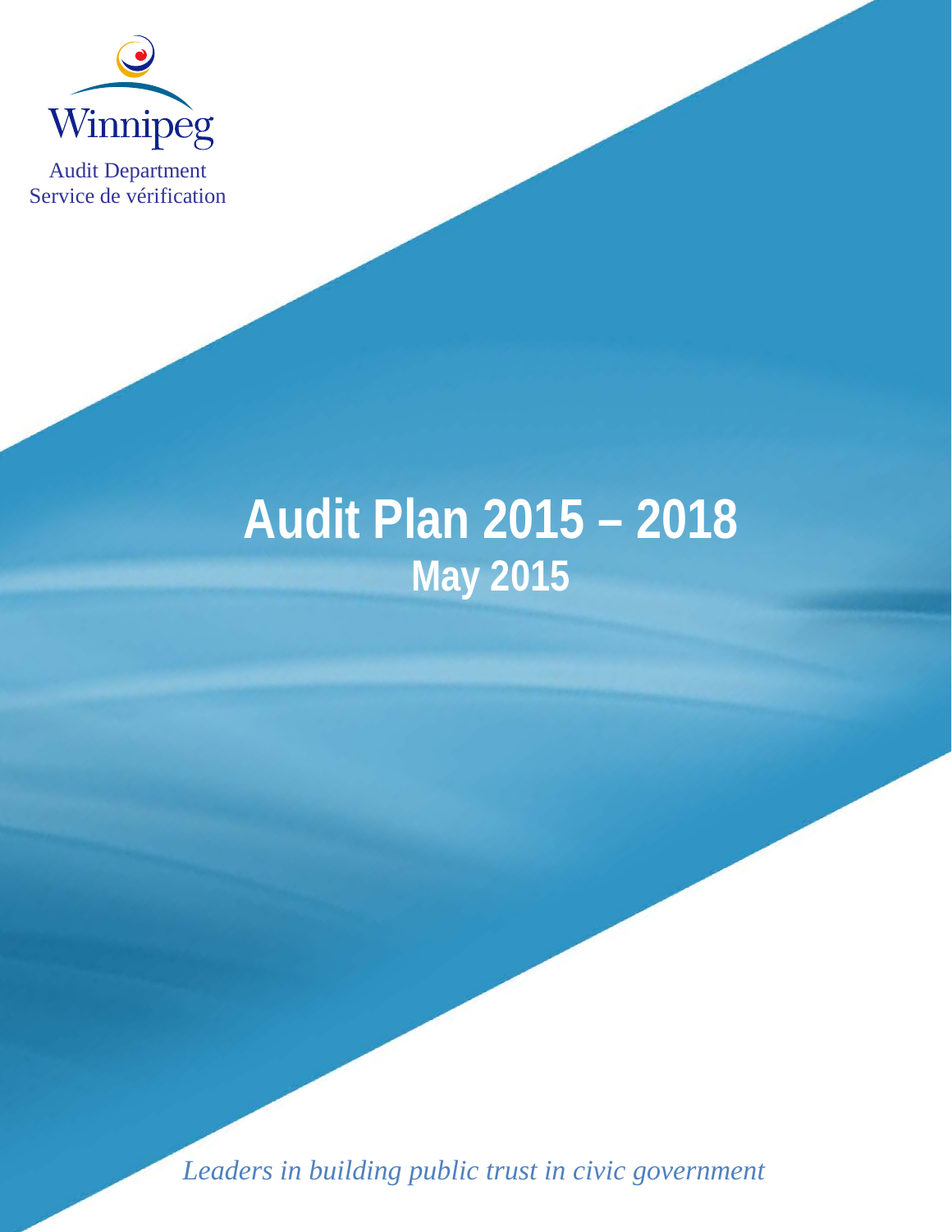Winnipeg

Audit Department
Service de vérification

# Audit Plan 2015 – 2018

## May 2015

*Leaders in building public trust in civic government*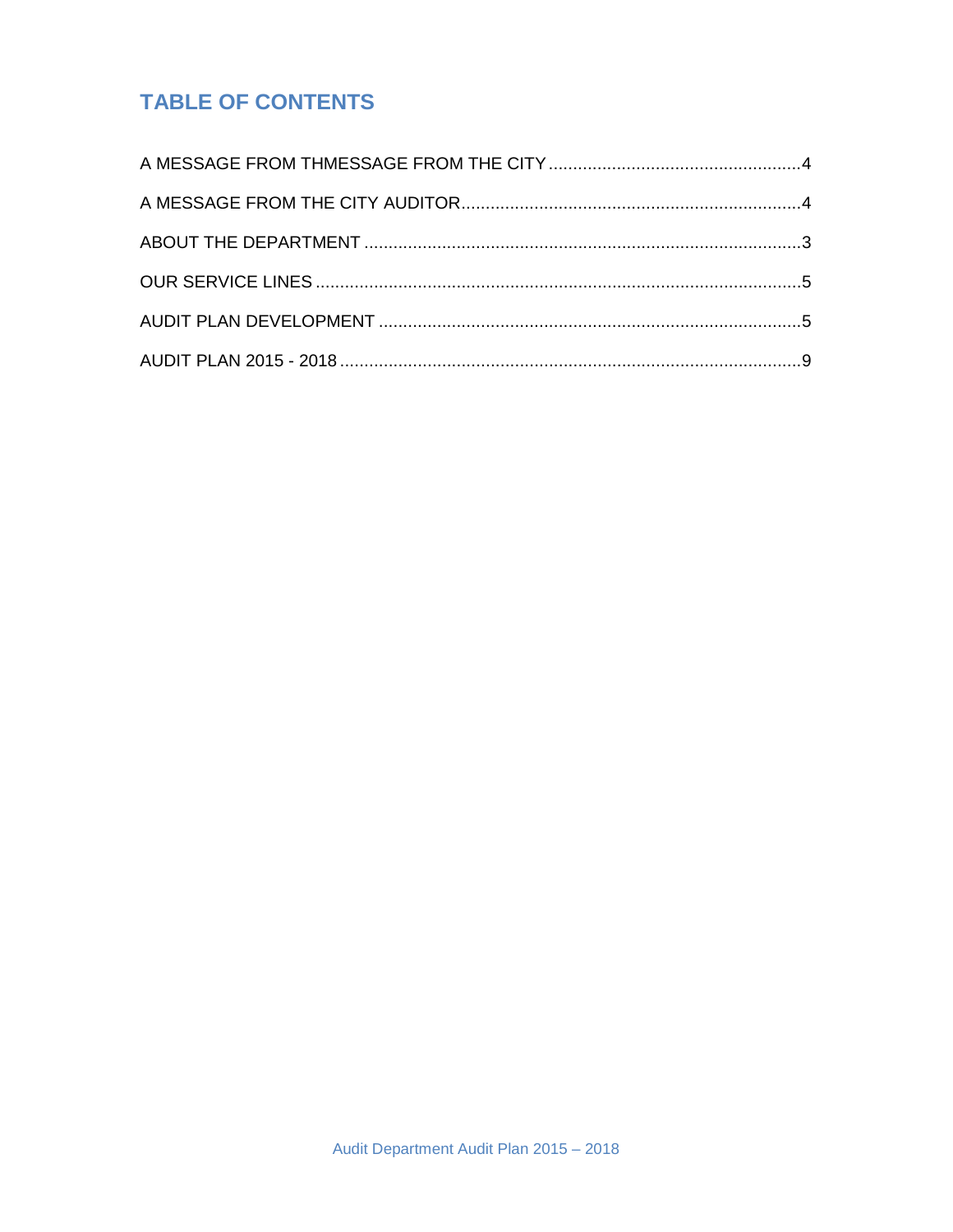# TABLE OF CONTENTS

A MESSAGE FROM THMESSAGE FROM THE CITY ....................................................4

A MESSAGE FROM THE CITY AUDITOR......................................................................4

ABOUT THE DEPARTMENT .........................................................................................3

OUR SERVICE LINES ...................................................................................................5

AUDIT PLAN DEVELOPMENT ......................................................................................5

AUDIT PLAN 2015 - 2018 ..............................................................................................9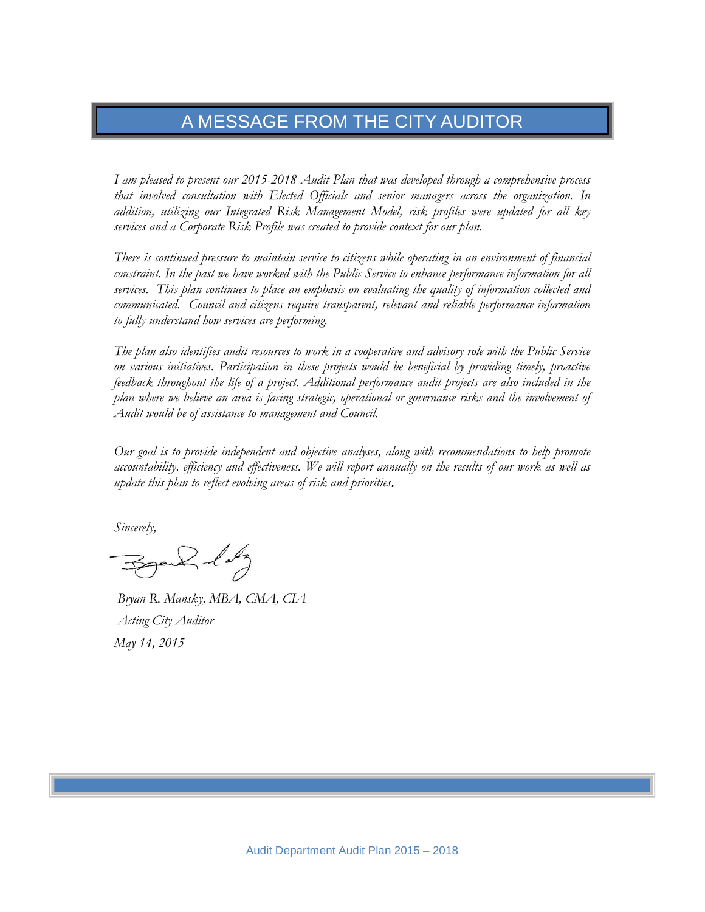# A MESSAGE FROM THE CITY AUDITOR

*I am pleased to present our 2015-2018 Audit Plan that was developed through a comprehensive process that involved consultation with Elected Officials and senior managers across the organization. In addition, utilizing our Integrated Risk Management Model, risk profiles were updated for all key services and a Corporate Risk Profile was created to provide context for our plan.*

*There is continued pressure to maintain service to citizens while operating in an environment of financial constraint. In the past we have worked with the Public Service to enhance performance information for all services. This plan continues to place an emphasis on evaluating the quality of information collected and communicated. Council and citizens require transparent, relevant and reliable performance information to fully understand how services are performing.*

*The plan also identifies audit resources to work in a cooperative and advisory role with the Public Service on various initiatives. Participation in these projects would be beneficial by providing timely, proactive feedback throughout the life of a project. Additional performance audit projects are also included in the plan where we believe an area is facing strategic, operational or governance risks and the involvement of Audit would be of assistance to management and Council.*

*Our goal is to provide independent and objective analyses, along with recommendations to help promote accountability, efficiency and effectiveness. We will report annually on the results of our work as well as update this plan to reflect evolving areas of risk and priorities.*

*Sincerely,*

*Bryan R. Mansky, MBA, CMA, CIA*
*Acting City Auditor*
*May 14, 2015*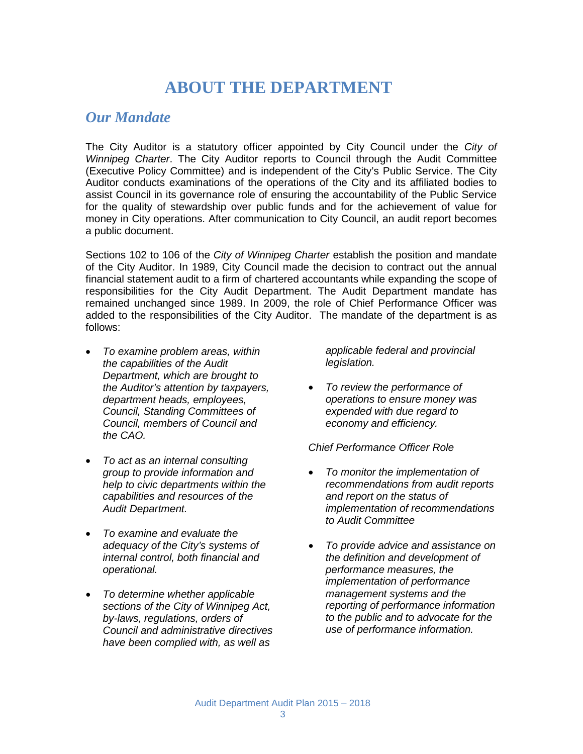# ABOUT THE DEPARTMENT

## *Our Mandate*

The City Auditor is a statutory officer appointed by City Council under the *City of Winnipeg Charter*. The City Auditor reports to Council through the Audit Committee (Executive Policy Committee) and is independent of the City's Public Service. The City Auditor conducts examinations of the operations of the City and its affiliated bodies to assist Council in its governance role of ensuring the accountability of the Public Service for the quality of stewardship over public funds and for the achievement of value for money in City operations. After communication to City Council, an audit report becomes a public document.

Sections 102 to 106 of the *City of Winnipeg Charter* establish the position and mandate of the City Auditor. In 1989, City Council made the decision to contract out the annual financial statement audit to a firm of chartered accountants while expanding the scope of responsibilities for the City Audit Department. The Audit Department mandate has remained unchanged since 1989. In 2009, the role of Chief Performance Officer was added to the responsibilities of the City Auditor. The mandate of the department is as follows:

- *To examine problem areas, within the capabilities of the Audit Department, which are brought to the Auditor's attention by taxpayers, department heads, employees, Council, Standing Committees of Council, members of Council and the CAO.*
- *To act as an internal consulting group to provide information and help to civic departments within the capabilities and resources of the Audit Department.*
- *To examine and evaluate the adequacy of the City's systems of internal control, both financial and operational.*
- *To determine whether applicable sections of the City of Winnipeg Act, by-laws, regulations, orders of Council and administrative directives have been complied with, as well as applicable federal and provincial legislation.*
- *To review the performance of operations to ensure money was expended with due regard to economy and efficiency.*

*Chief Performance Officer Role*

- *To monitor the implementation of recommendations from audit reports and report on the status of implementation of recommendations to Audit Committee*
- *To provide advice and assistance on the definition and development of performance measures, the implementation of performance management systems and the reporting of performance information to the public and to advocate for the use of performance information.*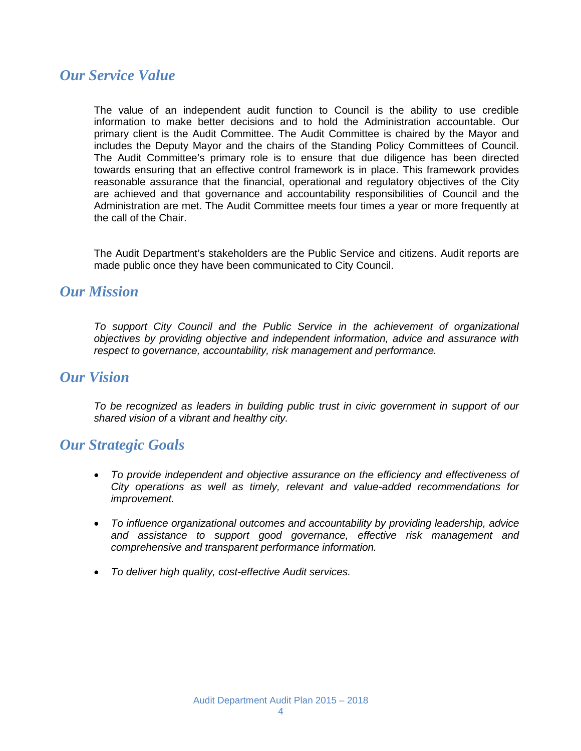## *Our Service Value*

The value of an independent audit function to Council is the ability to use credible information to make better decisions and to hold the Administration accountable. Our primary client is the Audit Committee. The Audit Committee is chaired by the Mayor and includes the Deputy Mayor and the chairs of the Standing Policy Committees of Council. The Audit Committee's primary role is to ensure that due diligence has been directed towards ensuring that an effective control framework is in place. This framework provides reasonable assurance that the financial, operational and regulatory objectives of the City are achieved and that governance and accountability responsibilities of Council and the Administration are met. The Audit Committee meets four times a year or more frequently at the call of the Chair.

The Audit Department's stakeholders are the Public Service and citizens. Audit reports are made public once they have been communicated to City Council.

## *Our Mission*

*To support City Council and the Public Service in the achievement of organizational objectives by providing objective and independent information, advice and assurance with respect to governance, accountability, risk management and performance.*

## *Our Vision*

*To be recognized as leaders in building public trust in civic government in support of our shared vision of a vibrant and healthy city.*

## *Our Strategic Goals*

- *To provide independent and objective assurance on the efficiency and effectiveness of City operations as well as timely, relevant and value-added recommendations for improvement.*
- *To influence organizational outcomes and accountability by providing leadership, advice and assistance to support good governance, effective risk management and comprehensive and transparent performance information.*
- *To deliver high quality, cost-effective Audit services.*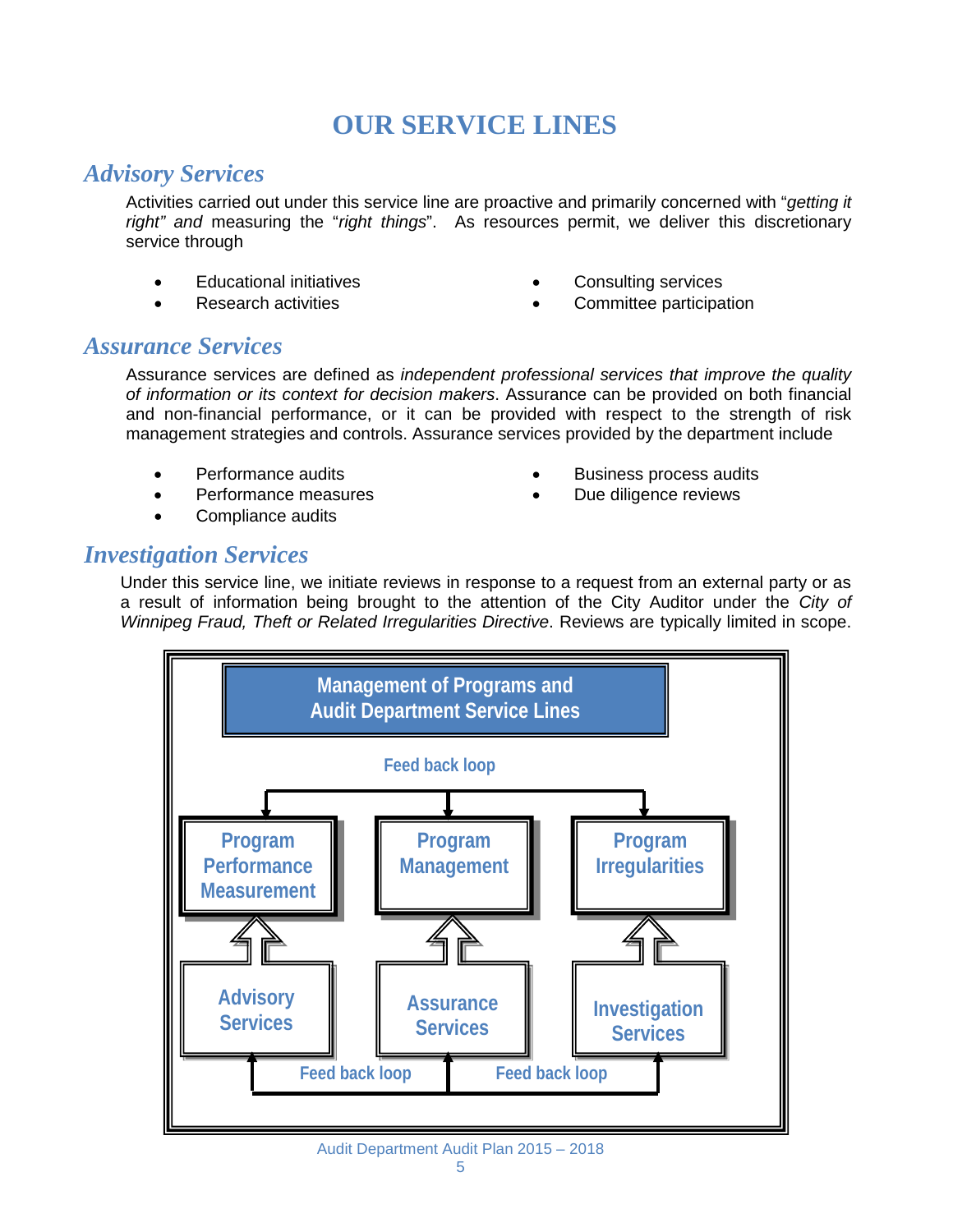# OUR SERVICE LINES

## *Advisory Services*

Activities carried out under this service line are proactive and primarily concerned with "*getting it right" and* measuring the "*right things*". As resources permit, we deliver this discretionary service through

- Educational initiatives
- Research activities
- Consulting services
- Committee participation

## *Assurance Services*

Assurance services are defined as *independent professional services that improve the quality of information or its context for decision makers*. Assurance can be provided on both financial and non-financial performance, or it can be provided with respect to the strength of risk management strategies and controls. Assurance services provided by the department include

- Performance audits
- Performance measures
- Compliance audits
- Business process audits
- Due diligence reviews

## *Investigation Services*

Under this service line, we initiate reviews in response to a request from an external party or as a result of information being brought to the attention of the City Auditor under the *City of Winnipeg Fraud, Theft or Related Irregularities Directive*. Reviews are typically limited in scope.

Management of Programs and Audit Department Service Lines

Feed back loop

Program Performance Measurement | Program Management | Program Irregularities

Advisory Services | Assurance Services | Investigation Services

Feed back loop | Feed back loop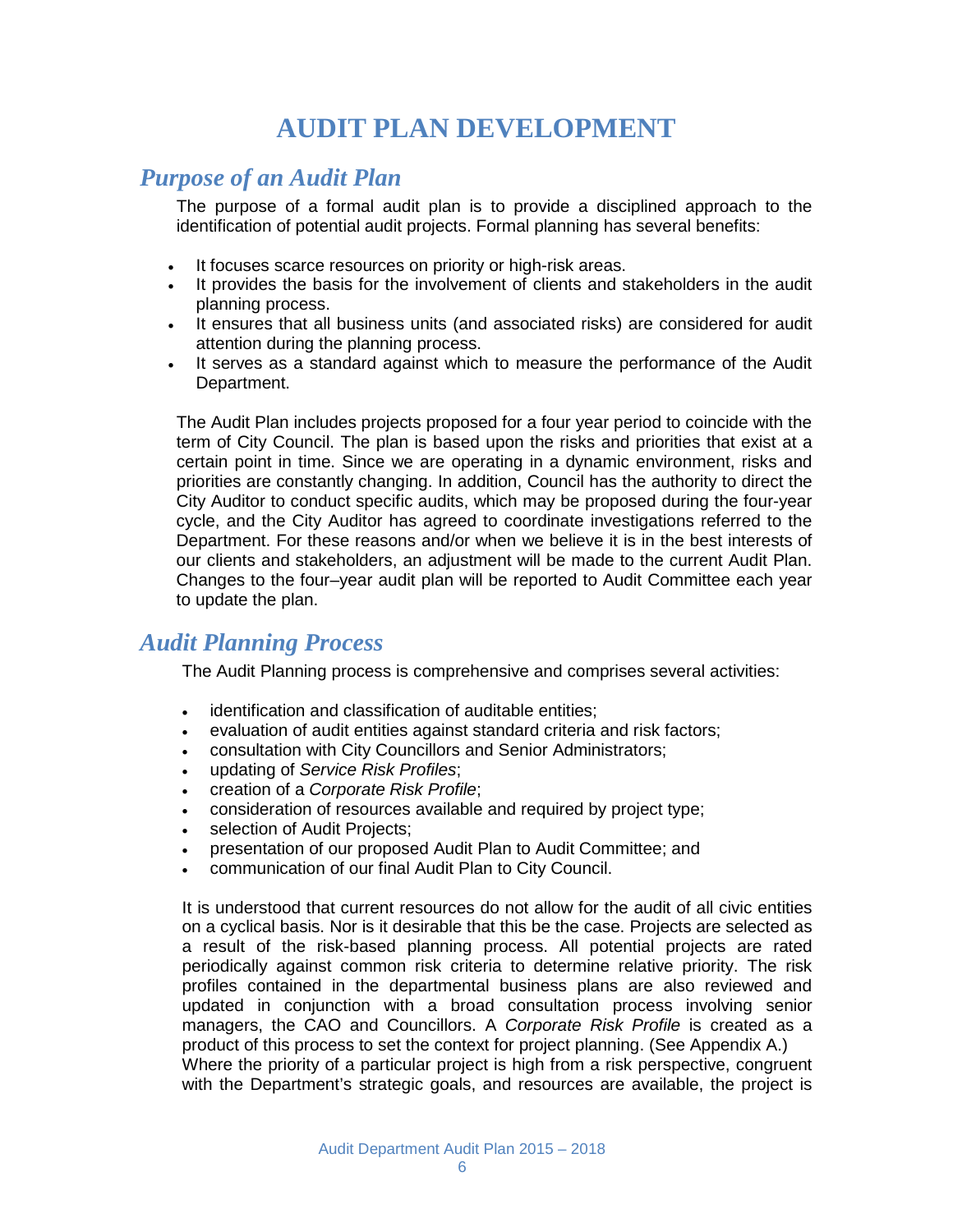# AUDIT PLAN DEVELOPMENT

## *Purpose of an Audit Plan*

The purpose of a formal audit plan is to provide a disciplined approach to the identification of potential audit projects. Formal planning has several benefits:

- It focuses scarce resources on priority or high-risk areas.
- It provides the basis for the involvement of clients and stakeholders in the audit planning process.
- It ensures that all business units (and associated risks) are considered for audit attention during the planning process.
- It serves as a standard against which to measure the performance of the Audit Department.

The Audit Plan includes projects proposed for a four year period to coincide with the term of City Council. The plan is based upon the risks and priorities that exist at a certain point in time. Since we are operating in a dynamic environment, risks and priorities are constantly changing. In addition, Council has the authority to direct the City Auditor to conduct specific audits, which may be proposed during the four-year cycle, and the City Auditor has agreed to coordinate investigations referred to the Department. For these reasons and/or when we believe it is in the best interests of our clients and stakeholders, an adjustment will be made to the current Audit Plan. Changes to the four–year audit plan will be reported to Audit Committee each year to update the plan.

## *Audit Planning Process*

The Audit Planning process is comprehensive and comprises several activities:

- identification and classification of auditable entities;
- evaluation of audit entities against standard criteria and risk factors;
- consultation with City Councillors and Senior Administrators;
- updating of *Service Risk Profiles*;
- creation of a *Corporate Risk Profile*;
- consideration of resources available and required by project type;
- selection of Audit Projects;
- presentation of our proposed Audit Plan to Audit Committee; and
- communication of our final Audit Plan to City Council.

It is understood that current resources do not allow for the audit of all civic entities on a cyclical basis. Nor is it desirable that this be the case. Projects are selected as a result of the risk-based planning process. All potential projects are rated periodically against common risk criteria to determine relative priority. The risk profiles contained in the departmental business plans are also reviewed and updated in conjunction with a broad consultation process involving senior managers, the CAO and Councillors. A *Corporate Risk Profile* is created as a product of this process to set the context for project planning. (See Appendix A.)

Where the priority of a particular project is high from a risk perspective, congruent with the Department's strategic goals, and resources are available, the project is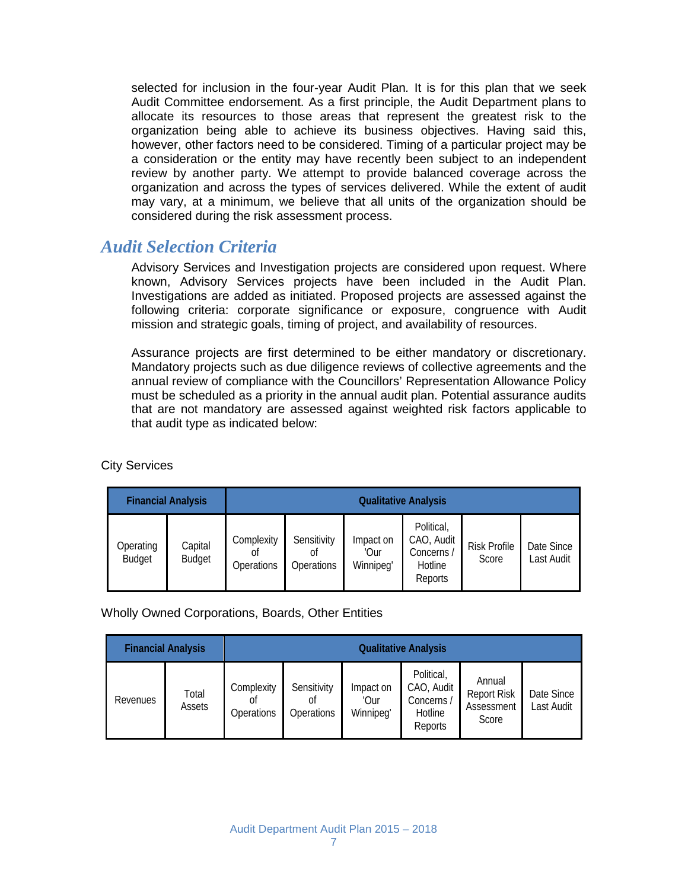selected for inclusion in the four-year Audit Plan. It is for this plan that we seek Audit Committee endorsement. As a first principle, the Audit Department plans to allocate its resources to those areas that represent the greatest risk to the organization being able to achieve its business objectives. Having said this, however, other factors need to be considered. Timing of a particular project may be a consideration or the entity may have recently been subject to an independent review by another party. We attempt to provide balanced coverage across the organization and across the types of services delivered. While the extent of audit may vary, at a minimum, we believe that all units of the organization should be considered during the risk assessment process.

## *Audit Selection Criteria*

Advisory Services and Investigation projects are considered upon request. Where known, Advisory Services projects have been included in the Audit Plan. Investigations are added as initiated. Proposed projects are assessed against the following criteria: corporate significance or exposure, congruence with Audit mission and strategic goals, timing of project, and availability of resources.

Assurance projects are first determined to be either mandatory or discretionary. Mandatory projects such as due diligence reviews of collective agreements and the annual review of compliance with the Councillors' Representation Allowance Policy must be scheduled as a priority in the annual audit plan. Potential assurance audits that are not mandatory are assessed against weighted risk factors applicable to that audit type as indicated below:

City Services

| **Financial Analysis** | | **Qualitative Analysis** | | | | | |
|---|---|---|---|---|---|---|---|
| Operating Budget | Capital Budget | Complexity of Operations | Sensitivity of Operations | Impact on 'Our Winnipeg' | Political, CAO, Audit Concerns / Hotline Reports | Risk Profile Score | Date Since Last Audit |

Wholly Owned Corporations, Boards, Other Entities

| **Financial Analysis** | | **Qualitative Analysis** | | | | | |
|---|---|---|---|---|---|---|---|
| Revenues | Total Assets | Complexity of Operations | Sensitivity of Operations | Impact on 'Our Winnipeg' | Political, CAO, Audit Concerns / Hotline Reports | Annual Report Risk Assessment Score | Date Since Last Audit |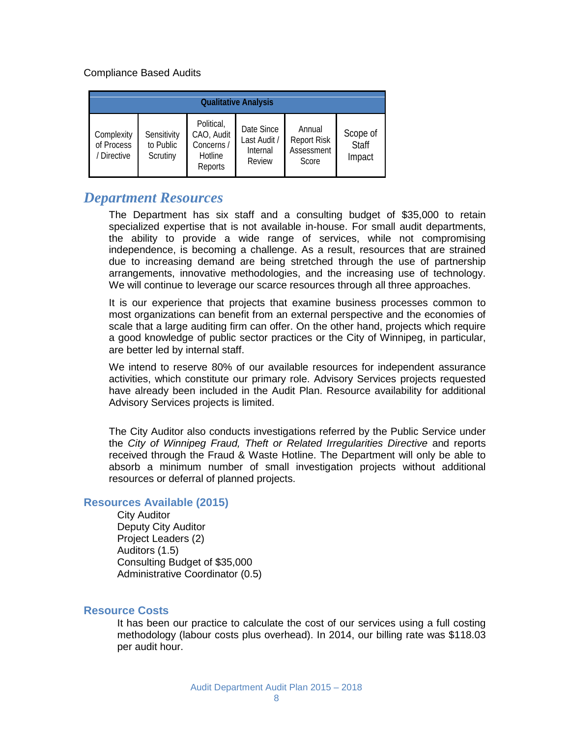Compliance Based Audits

| Qualitative Analysis | | | | | |
|---|---|---|---|---|---|
| Complexity of Process / Directive | Sensitivity to Public Scrutiny | Political, CAO, Audit Concerns / Hotline Reports | Date Since Last Audit / Internal Review | Annual Report Risk Assessment Score | Scope of Staff Impact |

## *Department Resources*

The Department has six staff and a consulting budget of $35,000 to retain specialized expertise that is not available in-house. For small audit departments, the ability to provide a wide range of services, while not compromising independence, is becoming a challenge. As a result, resources that are strained due to increasing demand are being stretched through the use of partnership arrangements, innovative methodologies, and the increasing use of technology. We will continue to leverage our scarce resources through all three approaches.

It is our experience that projects that examine business processes common to most organizations can benefit from an external perspective and the economies of scale that a large auditing firm can offer. On the other hand, projects which require a good knowledge of public sector practices or the City of Winnipeg, in particular, are better led by internal staff.

We intend to reserve 80% of our available resources for independent assurance activities, which constitute our primary role. Advisory Services projects requested have already been included in the Audit Plan. Resource availability for additional Advisory Services projects is limited.

The City Auditor also conducts investigations referred by the Public Service under the *City of Winnipeg Fraud, Theft or Related Irregularities Directive* and reports received through the Fraud & Waste Hotline. The Department will only be able to absorb a minimum number of small investigation projects without additional resources or deferral of planned projects.

### Resources Available (2015)

City Auditor
Deputy City Auditor
Project Leaders (2)
Auditors (1.5)
Consulting Budget of $35,000
Administrative Coordinator (0.5)

### Resource Costs

It has been our practice to calculate the cost of our services using a full costing methodology (labour costs plus overhead). In 2014, our billing rate was $118.03 per audit hour.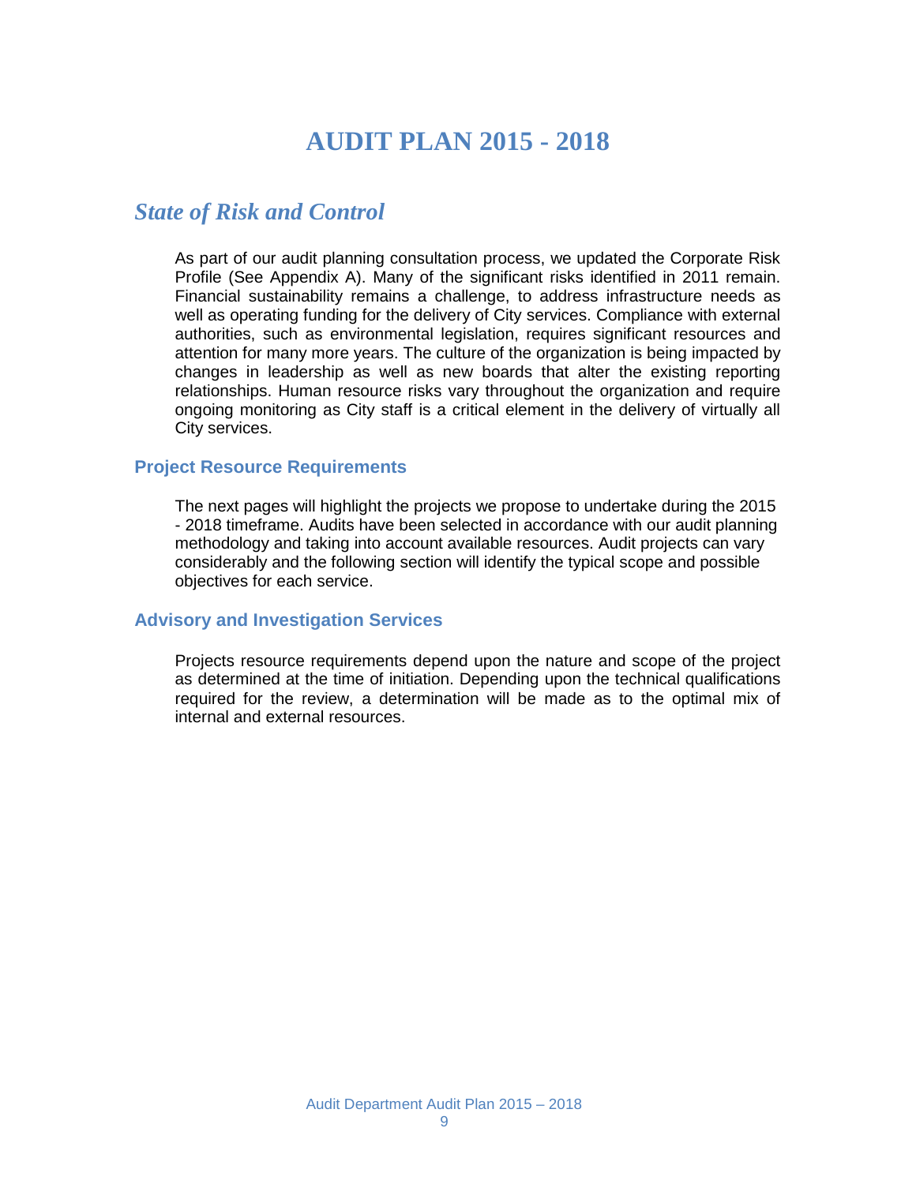# AUDIT PLAN 2015 - 2018

## *State of Risk and Control*

As part of our audit planning consultation process, we updated the Corporate Risk Profile (See Appendix A). Many of the significant risks identified in 2011 remain. Financial sustainability remains a challenge, to address infrastructure needs as well as operating funding for the delivery of City services. Compliance with external authorities, such as environmental legislation, requires significant resources and attention for many more years. The culture of the organization is being impacted by changes in leadership as well as new boards that alter the existing reporting relationships. Human resource risks vary throughout the organization and require ongoing monitoring as City staff is a critical element in the delivery of virtually all City services.

### Project Resource Requirements

The next pages will highlight the projects we propose to undertake during the 2015 - 2018 timeframe. Audits have been selected in accordance with our audit planning methodology and taking into account available resources. Audit projects can vary considerably and the following section will identify the typical scope and possible objectives for each service.

### Advisory and Investigation Services

Projects resource requirements depend upon the nature and scope of the project as determined at the time of initiation. Depending upon the technical qualifications required for the review, a determination will be made as to the optimal mix of internal and external resources.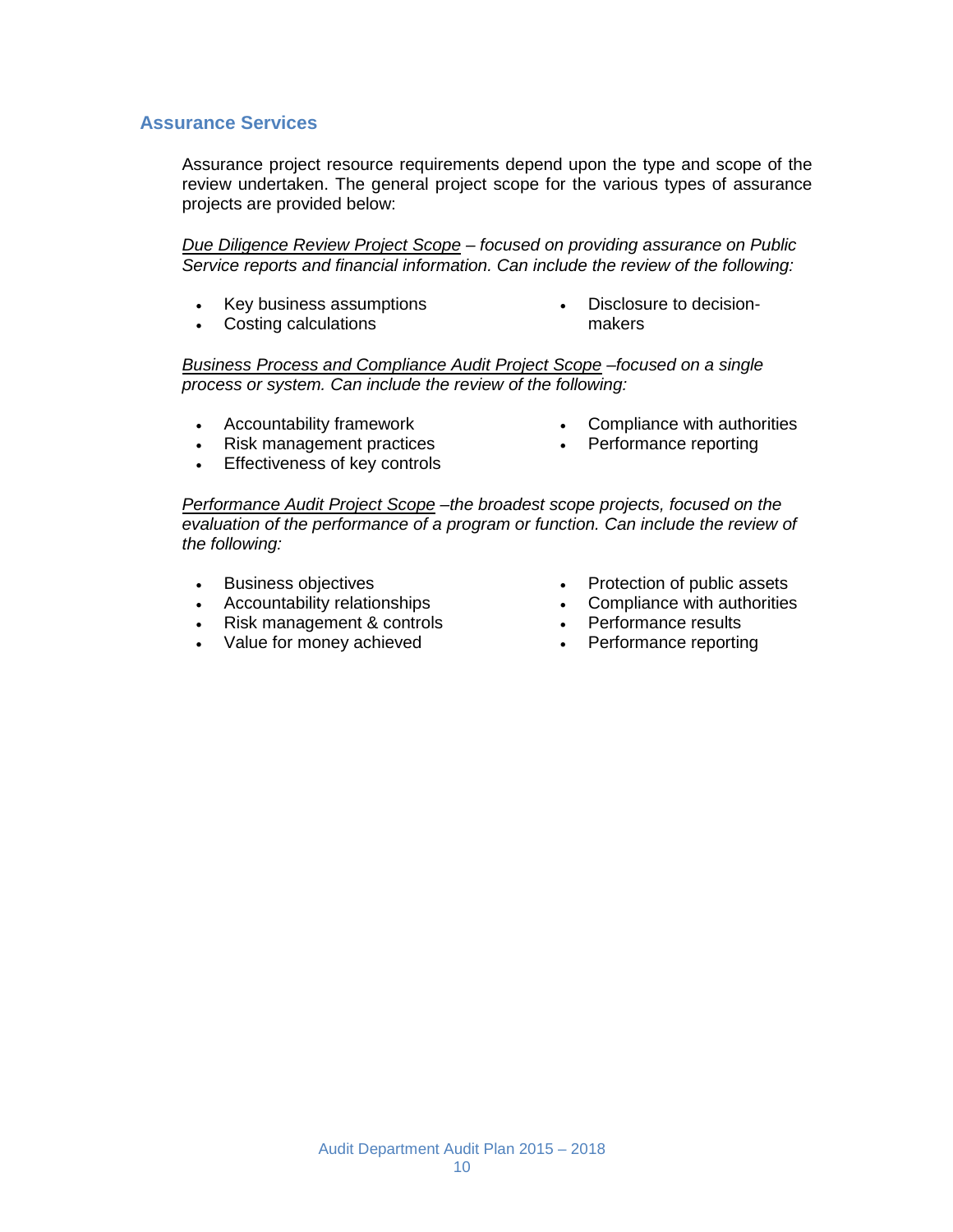## Assurance Services

Assurance project resource requirements depend upon the type and scope of the review undertaken. The general project scope for the various types of assurance projects are provided below:

*Due Diligence Review Project Scope – focused on providing assurance on Public Service reports and financial information. Can include the review of the following:*

- Key business assumptions
- Costing calculations
- Disclosure to decision-makers

*Business Process and Compliance Audit Project Scope –focused on a single process or system. Can include the review of the following:*

- Accountability framework
- Risk management practices
- Effectiveness of key controls
- Compliance with authorities
- Performance reporting

*Performance Audit Project Scope –the broadest scope projects, focused on the evaluation of the performance of a program or function. Can include the review of the following:*

- Business objectives
- Accountability relationships
- Risk management & controls
- Value for money achieved
- Protection of public assets
- Compliance with authorities
- Performance results
- Performance reporting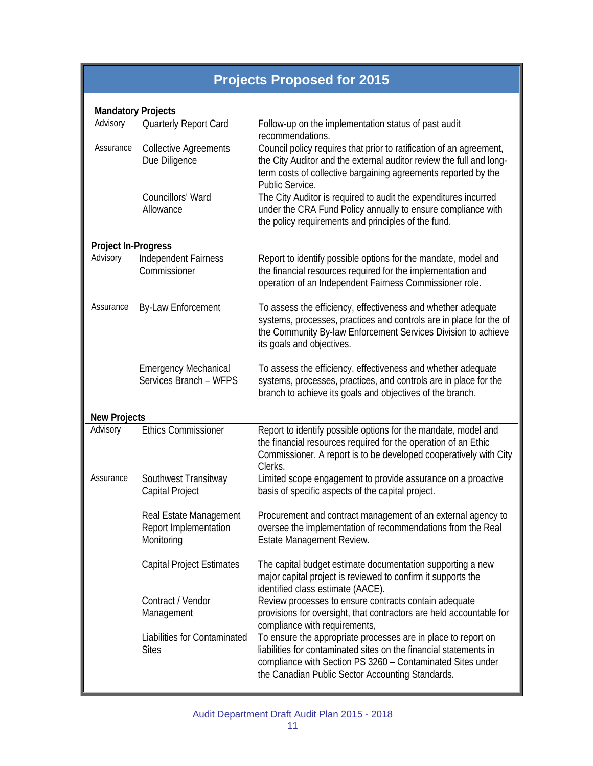## Projects Proposed for 2015

### Mandatory Projects

| Type | Project | Description |
|---|---|---|
| Advisory | Quarterly Report Card | Follow-up on the implementation status of past audit recommendations. |
| Assurance | Collective Agreements Due Diligence | Council policy requires that prior to ratification of an agreement, the City Auditor and the external auditor review the full and long-term costs of collective bargaining agreements reported by the Public Service. |
| | Councillors' Ward Allowance | The City Auditor is required to audit the expenditures incurred under the CRA Fund Policy annually to ensure compliance with the policy requirements and principles of the fund. |

### Project In-Progress

| Type | Project | Description |
|---|---|---|
| Advisory | Independent Fairness Commissioner | Report to identify possible options for the mandate, model and the financial resources required for the implementation and operation of an Independent Fairness Commissioner role. |
| Assurance | By-Law Enforcement | To assess the efficiency, effectiveness and whether adequate systems, processes, practices and controls are in place for the of the Community By-law Enforcement Services Division to achieve its goals and objectives. |
| | Emergency Mechanical Services Branch – WFPS | To assess the efficiency, effectiveness and whether adequate systems, processes, practices, and controls are in place for the branch to achieve its goals and objectives of the branch. |

### New Projects

| Type | Project | Description |
|---|---|---|
| Advisory | Ethics Commissioner | Report to identify possible options for the mandate, model and the financial resources required for the operation of an Ethic Commissioner. A report is to be developed cooperatively with City Clerks. |
| Assurance | Southwest Transitway Capital Project | Limited scope engagement to provide assurance on a proactive basis of specific aspects of the capital project. |
| | Real Estate Management Report Implementation Monitoring | Procurement and contract management of an external agency to oversee the implementation of recommendations from the Real Estate Management Review. |
| | Capital Project Estimates | The capital budget estimate documentation supporting a new major capital project is reviewed to confirm it supports the identified class estimate (AACE). |
| | Contract / Vendor Management | Review processes to ensure contracts contain adequate provisions for oversight, that contractors are held accountable for compliance with requirements, |
| | Liabilities for Contaminated Sites | To ensure the appropriate processes are in place to report on liabilities for contaminated sites on the financial statements in compliance with Section PS 3260 – Contaminated Sites under the Canadian Public Sector Accounting Standards. |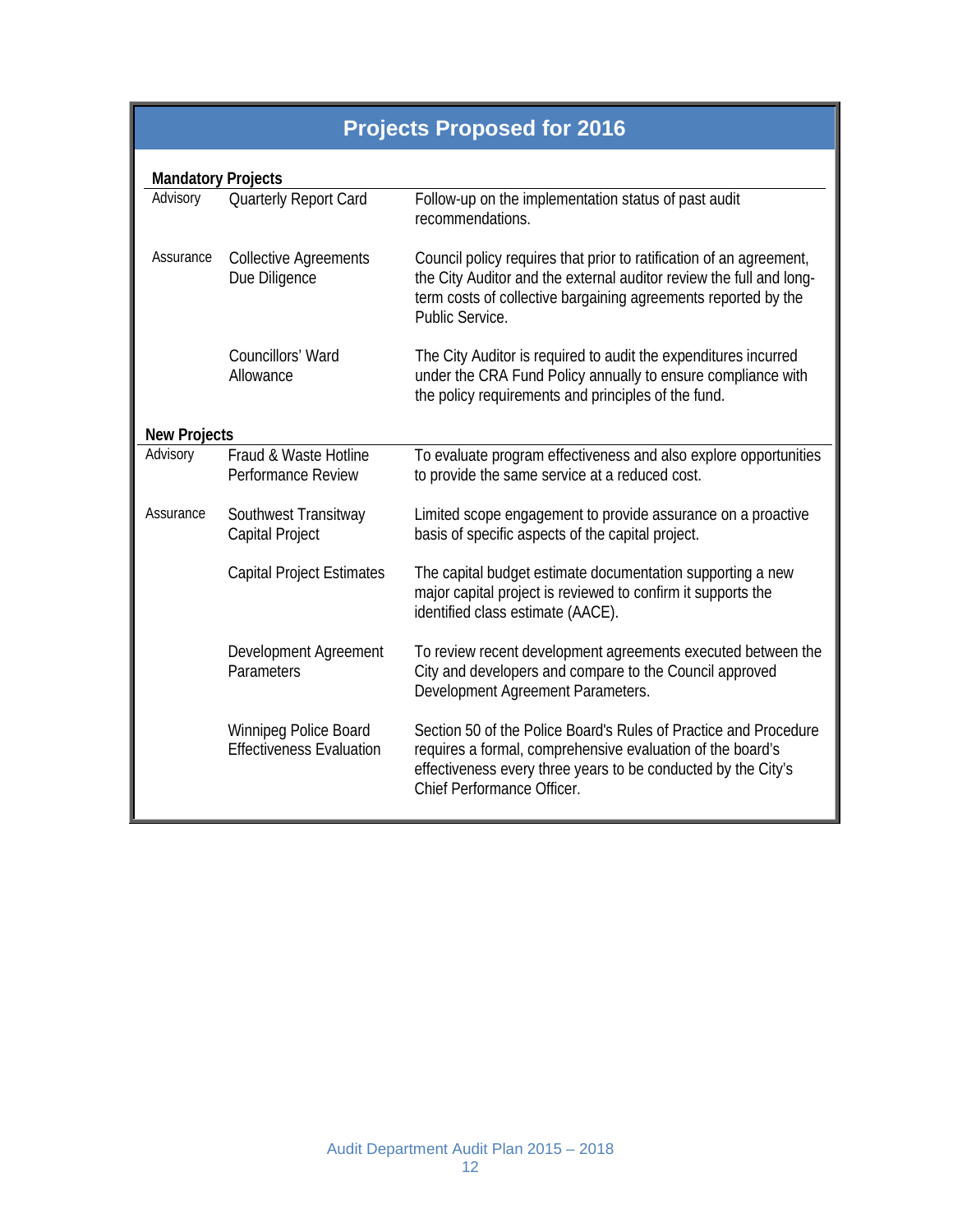## Projects Proposed for 2016

**Mandatory Projects**

| | | |
|---|---|---|
| Advisory | Quarterly Report Card | Follow-up on the implementation status of past audit recommendations. |
| Assurance | Collective Agreements Due Diligence | Council policy requires that prior to ratification of an agreement, the City Auditor and the external auditor review the full and long-term costs of collective bargaining agreements reported by the Public Service. |
| | Councillors' Ward Allowance | The City Auditor is required to audit the expenditures incurred under the CRA Fund Policy annually to ensure compliance with the policy requirements and principles of the fund. |

**New Projects**

| | | |
|---|---|---|
| Advisory | Fraud & Waste Hotline Performance Review | To evaluate program effectiveness and also explore opportunities to provide the same service at a reduced cost. |
| Assurance | Southwest Transitway Capital Project | Limited scope engagement to provide assurance on a proactive basis of specific aspects of the capital project. |
| | Capital Project Estimates | The capital budget estimate documentation supporting a new major capital project is reviewed to confirm it supports the identified class estimate (AACE). |
| | Development Agreement Parameters | To review recent development agreements executed between the City and developers and compare to the Council approved Development Agreement Parameters. |
| | Winnipeg Police Board Effectiveness Evaluation | Section 50 of the Police Board's Rules of Practice and Procedure requires a formal, comprehensive evaluation of the board's effectiveness every three years to be conducted by the City's Chief Performance Officer. |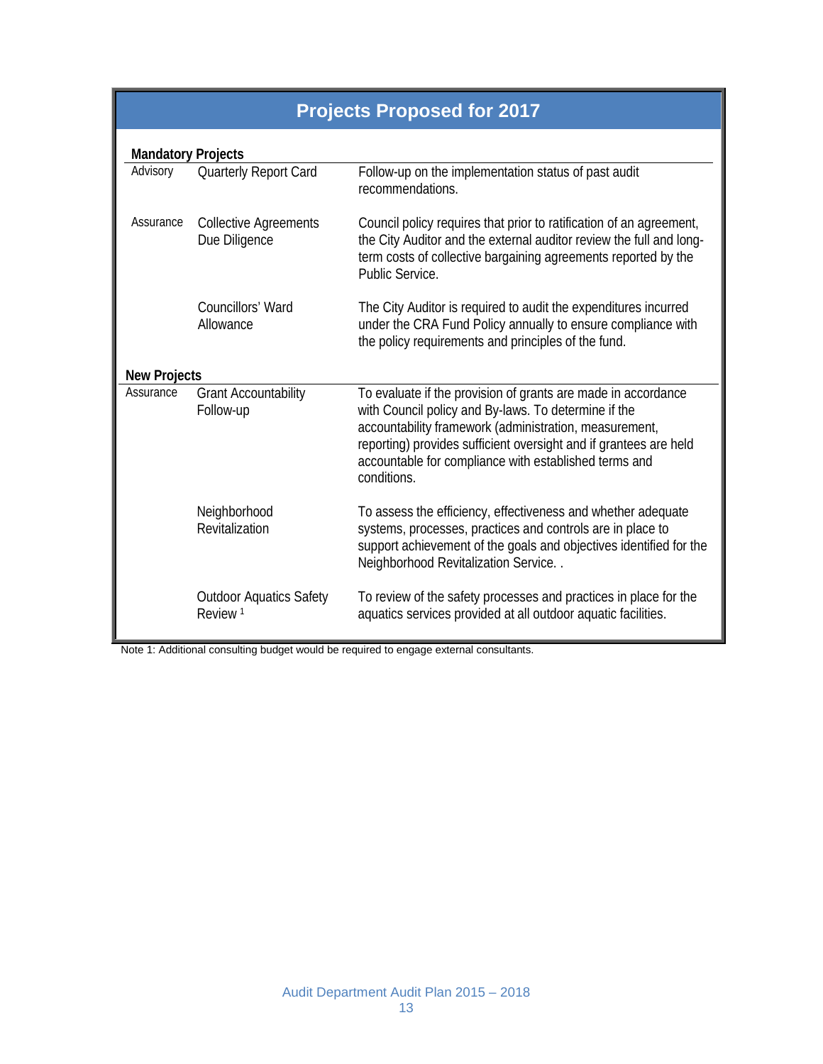## Projects Proposed for 2017

| Category | Project | Description |
|---|---|---|
| **Mandatory Projects** | | |
| Advisory | Quarterly Report Card | Follow-up on the implementation status of past audit recommendations. |
| Assurance | Collective Agreements Due Diligence | Council policy requires that prior to ratification of an agreement, the City Auditor and the external auditor review the full and long-term costs of collective bargaining agreements reported by the Public Service. |
| | Councillors' Ward Allowance | The City Auditor is required to audit the expenditures incurred under the CRA Fund Policy annually to ensure compliance with the policy requirements and principles of the fund. |
| **New Projects** | | |
| Assurance | Grant Accountability Follow-up | To evaluate if the provision of grants are made in accordance with Council policy and By-laws. To determine if the accountability framework (administration, measurement, reporting) provides sufficient oversight and if grantees are held accountable for compliance with established terms and conditions. |
| | Neighborhood Revitalization | To assess the efficiency, effectiveness and whether adequate systems, processes, practices and controls are in place to support achievement of the goals and objectives identified for the Neighborhood Revitalization Service. . |
| | Outdoor Aquatics Safety Review [1] | To review of the safety processes and practices in place for the aquatics services provided at all outdoor aquatic facilities. |

Note 1: Additional consulting budget would be required to engage external consultants.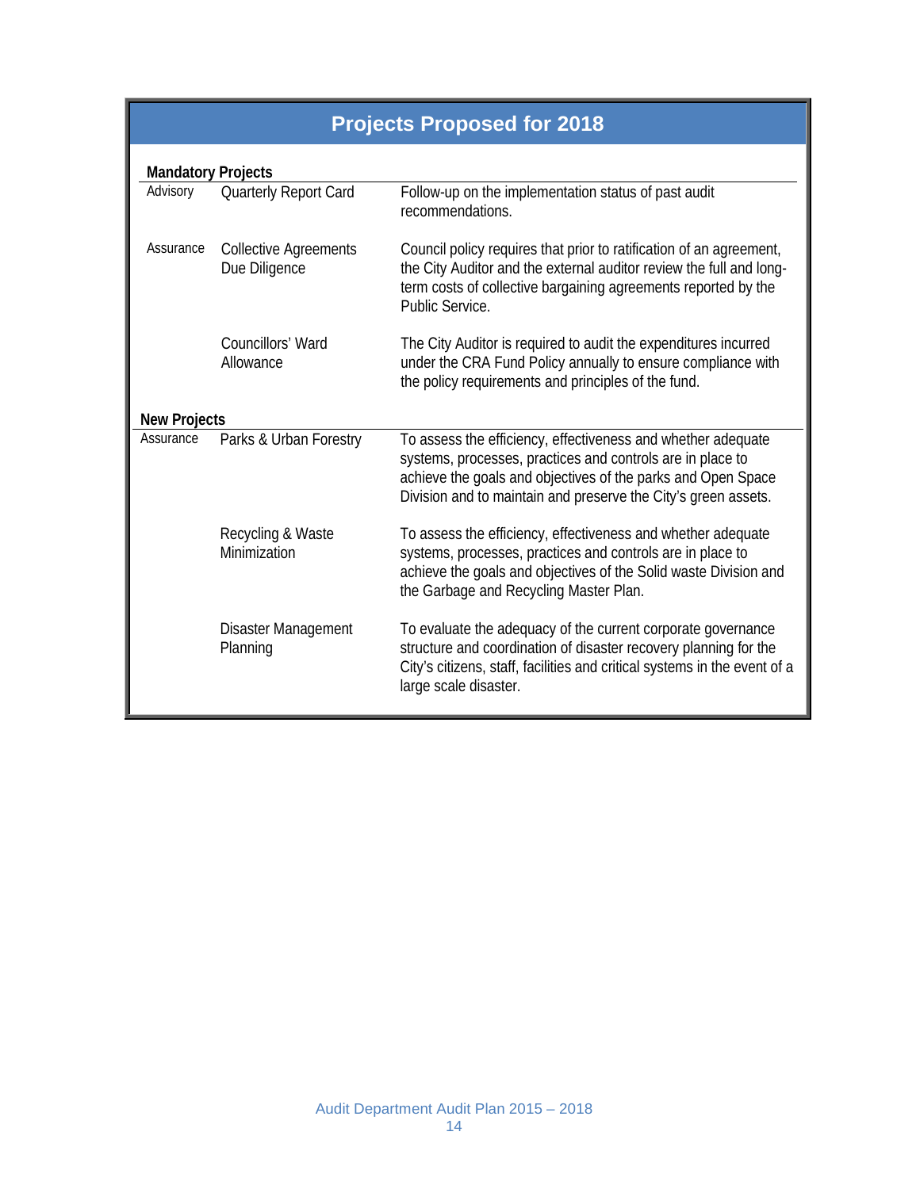## Projects Proposed for 2018

| Mandatory Projects | | |
|---|---|---|
| Advisory | Quarterly Report Card | Follow-up on the implementation status of past audit recommendations. |
| Assurance | Collective Agreements Due Diligence | Council policy requires that prior to ratification of an agreement, the City Auditor and the external auditor review the full and long-term costs of collective bargaining agreements reported by the Public Service. |
| | Councillors' Ward Allowance | The City Auditor is required to audit the expenditures incurred under the CRA Fund Policy annually to ensure compliance with the policy requirements and principles of the fund. |
| **New Projects** | | |
| Assurance | Parks & Urban Forestry | To assess the efficiency, effectiveness and whether adequate systems, processes, practices and controls are in place to achieve the goals and objectives of the parks and Open Space Division and to maintain and preserve the City's green assets. |
| | Recycling & Waste Minimization | To assess the efficiency, effectiveness and whether adequate systems, processes, practices and controls are in place to achieve the goals and objectives of the Solid waste Division and the Garbage and Recycling Master Plan. |
| | Disaster Management Planning | To evaluate the adequacy of the current corporate governance structure and coordination of disaster recovery planning for the City's citizens, staff, facilities and critical systems in the event of a large scale disaster. |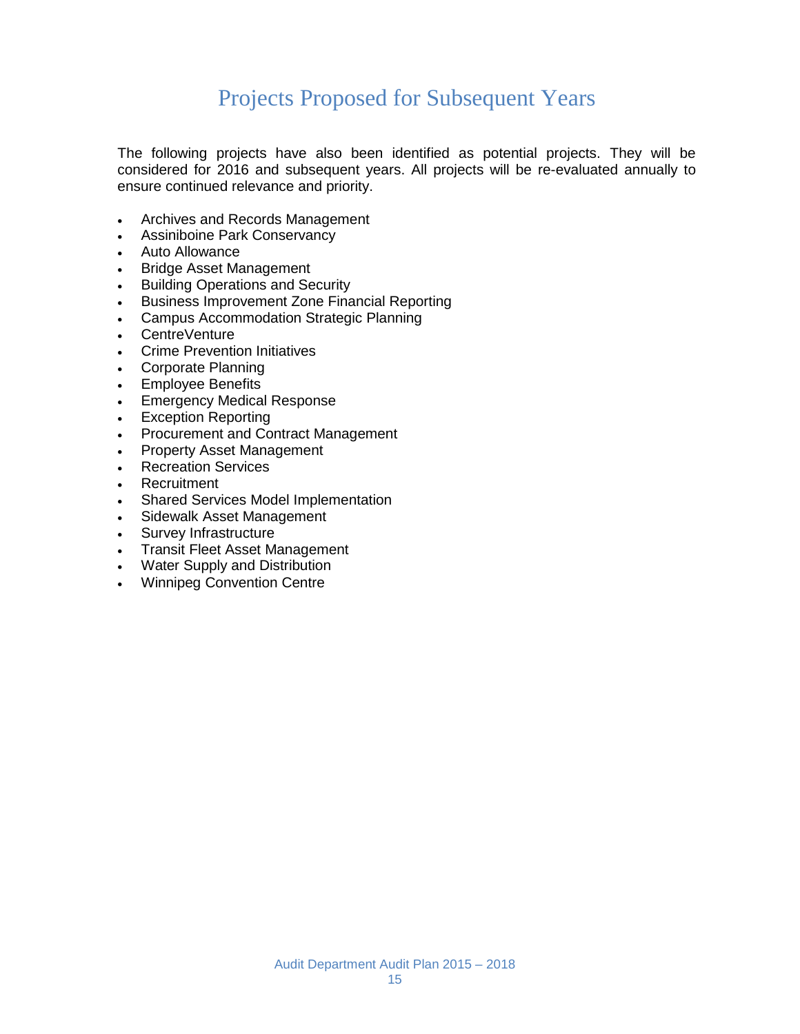# Projects Proposed for Subsequent Years

The following projects have also been identified as potential projects. They will be considered for 2016 and subsequent years. All projects will be re-evaluated annually to ensure continued relevance and priority.

- Archives and Records Management
- Assiniboine Park Conservancy
- Auto Allowance
- Bridge Asset Management
- Building Operations and Security
- Business Improvement Zone Financial Reporting
- Campus Accommodation Strategic Planning
- CentreVenture
- Crime Prevention Initiatives
- Corporate Planning
- Employee Benefits
- Emergency Medical Response
- Exception Reporting
- Procurement and Contract Management
- Property Asset Management
- Recreation Services
- Recruitment
- Shared Services Model Implementation
- Sidewalk Asset Management
- Survey Infrastructure
- Transit Fleet Asset Management
- Water Supply and Distribution
- Winnipeg Convention Centre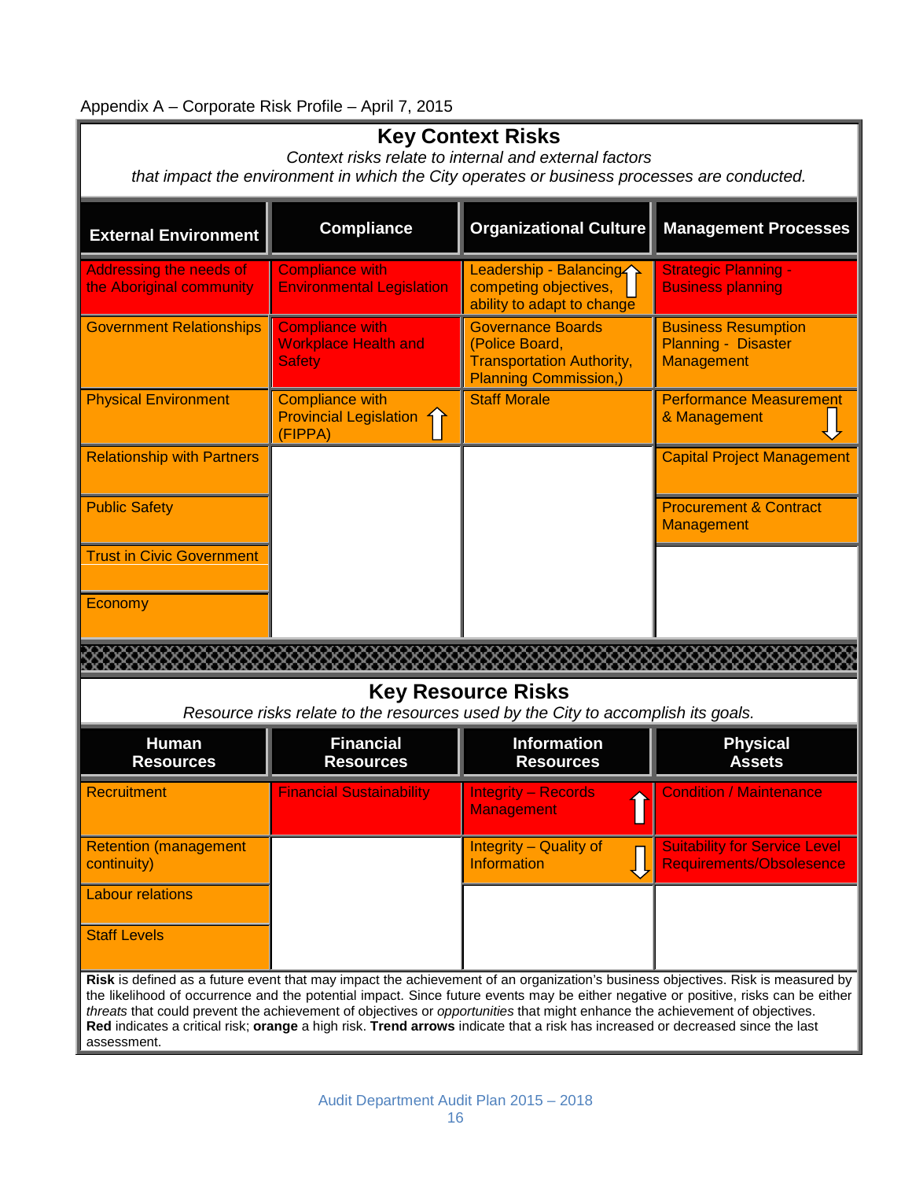Appendix A – Corporate Risk Profile – April 7, 2015

## Key Context Risks

*Context risks relate to internal and external factors that impact the environment in which the City operates or business processes are conducted.*

| External Environment | Compliance | Organizational Culture | Management Processes |
|---|---|---|---|
| Addressing the needs of the Aboriginal community | Compliance with Environmental Legislation | Leadership - Balancing competing objectives, ability to adapt to change ⇧ | Strategic Planning - Business planning |
| Government Relationships | Compliance with Workplace Health and Safety | Governance Boards (Police Board, Transportation Authority, Planning Commission,) | Business Resumption Planning - Disaster Management |
| Physical Environment | Compliance with Provincial Legislation (FIPPA) ⇧ | Staff Morale | Performance Measurement & Management ⇩ |
| Relationship with Partners | | | Capital Project Management |
| Public Safety | | | Procurement & Contract Management |
| Trust in Civic Government | | | |
| Economy | | | |

## Key Resource Risks

*Resource risks relate to the resources used by the City to accomplish its goals.*

| Human Resources | Financial Resources | Information Resources | Physical Assets |
|---|---|---|---|
| Recruitment | Financial Sustainability | Integrity – Records Management ⇧ | Condition / Maintenance |
| Retention (management continuity) | | Integrity – Quality of Information ⇩ | Suitability for Service Level Requirements/Obsolesence |
| Labour relations | | | |
| Staff Levels | | | |

**Risk** is defined as a future event that may impact the achievement of an organization's business objectives. Risk is measured by the likelihood of occurrence and the potential impact. Since future events may be either negative or positive, risks can be either *threats* that could prevent the achievement of objectives or *opportunities* that might enhance the achievement of objectives.
**Red** indicates a critical risk; **orange** a high risk. **Trend arrows** indicate that a risk has increased or decreased since the last assessment.